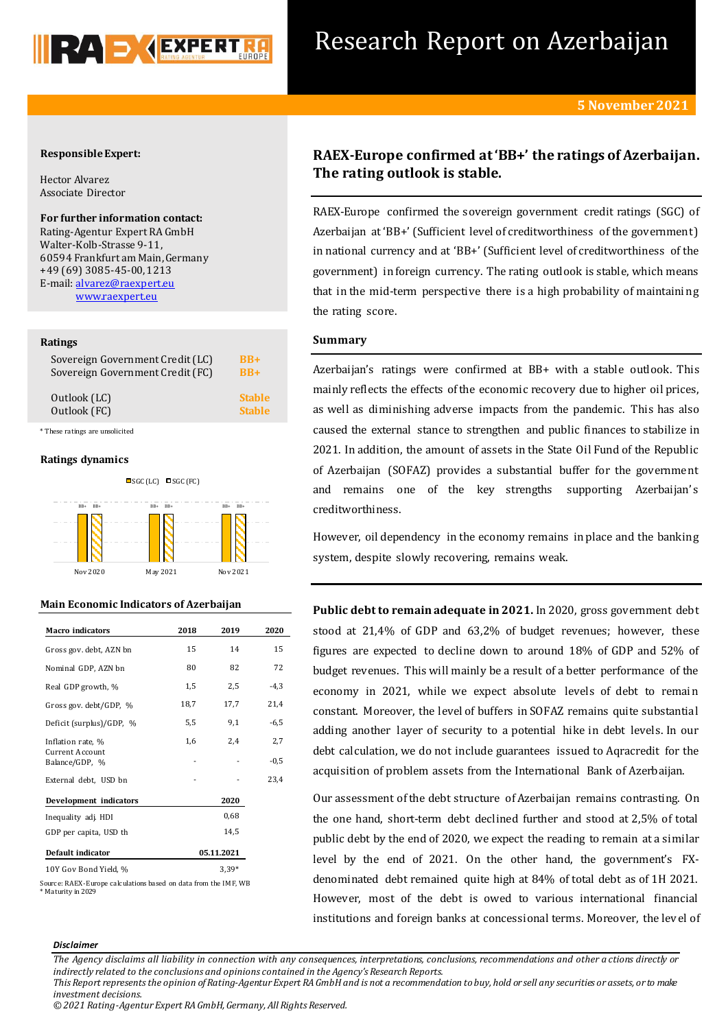# Research Report on Azerbaijan

**5 November 2021**

**Responsible Expert:**

Hector Alvarez
Associate Director

**For further information contact:**
Rating-Agentur Expert RA GmbH
Walter-Kolb-Strasse 9-11,
60594 Frankfurt am Main, Germany
+49 (69) 3085-45-00, 1213
E-mail: alvarez@raexpert.eu
www.raexpert.eu

**Ratings**

| | |
|---|---|
| Sovereign Government Credit (LC) | BB+ |
| Sovereign Government Credit (FC) | BB+ |
| Outlook (LC) | Stable |
| Outlook (FC) | Stable |

\* These ratings are unsolicited

**Ratings dynamics**

SGC (LC) / SGC (FC): Nov 2020 — BB+ / BB+; May 2021 — BB+ / BB+; Nov 2021 — BB+ / BB+

**Main Economic Indicators of Azerbaijan**

| Macro indicators | 2018 | 2019 | 2020 |
|---|---|---|---|
| Gross gov. debt, AZN bn | 15 | 14 | 15 |
| Nominal GDP, AZN bn | 80 | 82 | 72 |
| Real GDP growth, % | 1,5 | 2,5 | -4,3 |
| Gross gov. debt/GDP, % | 18,7 | 17,7 | 21,4 |
| Deficit (surplus)/GDP, % | 5,5 | 9,1 | -6,5 |
| Inflation rate, % | 1,6 | 2,4 | 2,7 |
| Current Account Balance/GDP, % | - | - | -0,5 |
| External debt, USD bn | - | - | 23,4 |
| **Development indicators** | | | **2020** |
| Inequality adj. HDI | | | 0,68 |
| GDP per capita, USD th | | | 14,5 |
| **Default indicator** | | | **05.11.2021** |
| 10Y Gov Bond Yield, % | | | 3,39* |

Source: RAEX-Europe calculations based on data from the IMF, WB
\* Maturity in 2029

## RAEX-Europe confirmed at 'BB+' the ratings of Azerbaijan. The rating outlook is stable.

RAEX-Europe confirmed the sovereign government credit ratings (SGC) of Azerbaijan at 'BB+' (Sufficient level of creditworthiness of the government) in national currency and at 'BB+' (Sufficient level of creditworthiness of the government) in foreign currency. The rating outlook is stable, which means that in the mid-term perspective there is a high probability of maintaining the rating score.

### Summary

Azerbaijan's ratings were confirmed at BB+ with a stable outlook. This mainly reflects the effects of the economic recovery due to higher oil prices, as well as diminishing adverse impacts from the pandemic. This has also caused the external stance to strengthen and public finances to stabilize in 2021. In addition, the amount of assets in the State Oil Fund of the Republic of Azerbaijan (SOFAZ) provides a substantial buffer for the government and remains one of the key strengths supporting Azerbaijan's creditworthiness.

However, oil dependency in the economy remains in place and the banking system, despite slowly recovering, remains weak.

**Public debt to remain adequate in 2021.** In 2020, gross government debt stood at 21,4% of GDP and 63,2% of budget revenues; however, these figures are expected to decline down to around 18% of GDP and 52% of budget revenues. This will mainly be a result of a better performance of the economy in 2021, while we expect absolute levels of debt to remain constant. Moreover, the level of buffers in SOFAZ remains quite substantial adding another layer of security to a potential hike in debt levels. In our debt calculation, we do not include guarantees issued to Aqracredit for the acquisition of problem assets from the International Bank of Azerbaijan.

Our assessment of the debt structure of Azerbaijan remains contrasting. On the one hand, short-term debt declined further and stood at 2,5% of total public debt by the end of 2020, we expect the reading to remain at a similar level by the end of 2021. On the other hand, the government's FX-denominated debt remained quite high at 84% of total debt as of 1H 2021. However, most of the debt is owed to various international financial institutions and foreign banks at concessional terms. Moreover, the level of

*Disclaimer*

*The Agency disclaims all liability in connection with any consequences, interpretations, conclusions, recommendations and other actions directly or indirectly related to the conclusions and opinions contained in the Agency's Research Reports.*
*This Report represents the opinion of Rating-Agentur Expert RA GmbH and is not a recommendation to buy, hold or sell any securities or assets, or to make investment decisions.*
*© 2021 Rating-Agentur Expert RA GmbH, Germany, All Rights Reserved.*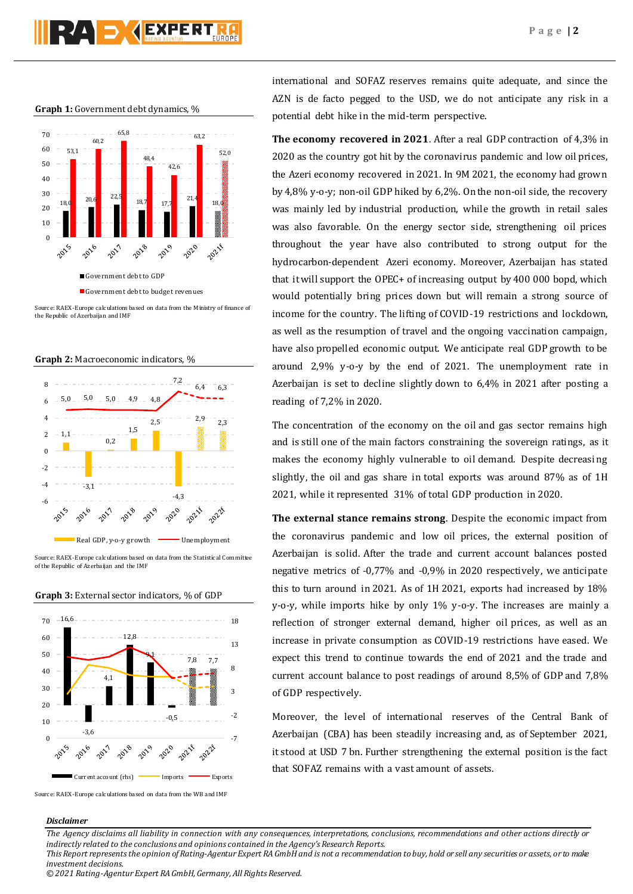**Graph 1:** Government debt dynamics, %

Source: RAEX-Europe calculations based on data from the Ministry of finance of the Republic of Azerbaijan and IMF

**Graph 2:** Macroeconomic indicators, %

Source: RAEX-Europe calculations based on data from the Statistical Committee of the Republic of Azerbaijan and the IMF

**Graph 3:** External sector indicators, % of GDP

Source: RAEX-Europe calculations based on data from the WB and IMF

international and SOFAZ reserves remains quite adequate, and since the AZN is de facto pegged to the USD, we do not anticipate any risk in a potential debt hike in the mid-term perspective.

**The economy recovered in 2021**. After a real GDP contraction of 4,3% in 2020 as the country got hit by the coronavirus pandemic and low oil prices, the Azeri economy recovered in 2021. In 9M 2021, the economy had grown by 4,8% y-o-y; non-oil GDP hiked by 6,2%. On the non-oil side, the recovery was mainly led by industrial production, while the growth in retail sales was also favorable. On the energy sector side, strengthening oil prices throughout the year have also contributed to strong output for the hydrocarbon-dependent Azeri economy. Moreover, Azerbaijan has stated that it will support the OPEC+ of increasing output by 400 000 bopd, which would potentially bring prices down but will remain a strong source of income for the country. The lifting of COVID-19 restrictions and lockdown, as well as the resumption of travel and the ongoing vaccination campaign, have also propelled economic output. We anticipate real GDP growth to be around 2,9% y-o-y by the end of 2021. The unemployment rate in Azerbaijan is set to decline slightly down to 6,4% in 2021 after posting a reading of 7,2% in 2020.

The concentration of the economy on the oil and gas sector remains high and is still one of the main factors constraining the sovereign ratings, as it makes the economy highly vulnerable to oil demand. Despite decreasing slightly, the oil and gas share in total exports was around 87% as of 1H 2021, while it represented 31% of total GDP production in 2020.

**The external stance remains strong**. Despite the economic impact from the coronavirus pandemic and low oil prices, the external position of Azerbaijan is solid. After the trade and current account balances posted negative metrics of -0,77% and -0,9% in 2020 respectively, we anticipate this to turn around in 2021. As of 1H 2021, exports had increased by 18% y-o-y, while imports hike by only 1% y-o-y. The increases are mainly a reflection of stronger external demand, higher oil prices, as well as an increase in private consumption as COVID-19 restrictions have eased. We expect this trend to continue towards the end of 2021 and the trade and current account balance to post readings of around 8,5% of GDP and 7,8% of GDP respectively.

Moreover, the level of international reserves of the Central Bank of Azerbaijan (CBA) has been steadily increasing and, as of September 2021, it stood at USD 7 bn. Further strengthening the external position is the fact that SOFAZ remains with a vast amount of assets.

***Disclaimer***

*The Agency disclaims all liability in connection with any consequences, interpretations, conclusions, recommendations and other actions directly or indirectly related to the conclusions and opinions contained in the Agency's Research Reports.*

*This Report represents the opinion of Rating-Agentur Expert RA GmbH and is not a recommendation to buy, hold or sell any securities or assets, or to make investment decisions.*

*© 2021 Rating-Agentur Expert RA GmbH, Germany, All Rights Reserved.*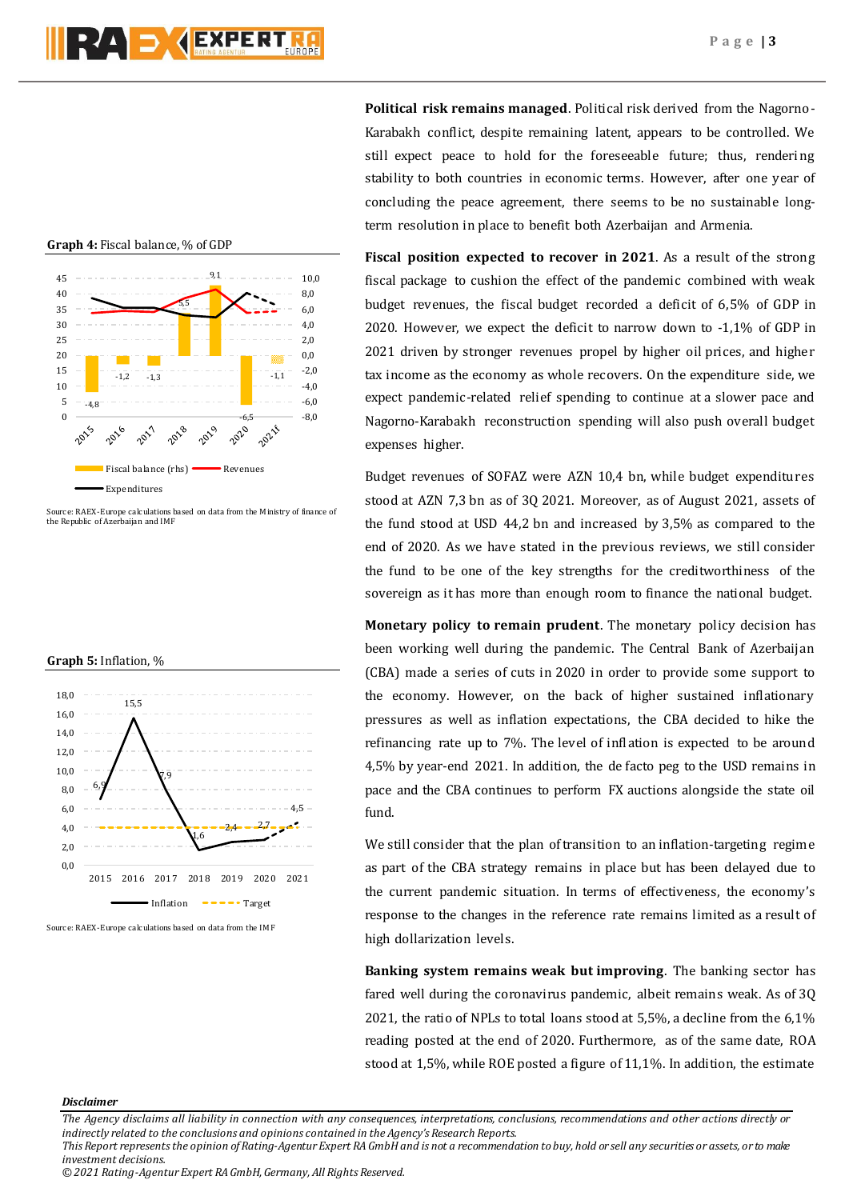**Graph 4:** Fiscal balance, % of GDP

Source: RAEX-Europe calculations based on data from the Ministry of finance of the Republic of Azerbaijan and IMF

**Graph 5:** Inflation, %

Source: RAEX-Europe calculations based on data from the IMF

**Political risk remains managed**. Political risk derived from the Nagorno-Karabakh conflict, despite remaining latent, appears to be controlled. We still expect peace to hold for the foreseeable future; thus, rendering stability to both countries in economic terms. However, after one year of concluding the peace agreement, there seems to be no sustainable long-term resolution in place to benefit both Azerbaijan and Armenia.

**Fiscal position expected to recover in 2021**. As a result of the strong fiscal package to cushion the effect of the pandemic combined with weak budget revenues, the fiscal budget recorded a deficit of 6,5% of GDP in 2020. However, we expect the deficit to narrow down to -1,1% of GDP in 2021 driven by stronger revenues propel by higher oil prices, and higher tax income as the economy as whole recovers. On the expenditure side, we expect pandemic-related relief spending to continue at a slower pace and Nagorno-Karabakh reconstruction spending will also push overall budget expenses higher.

Budget revenues of SOFAZ were AZN 10,4 bn, while budget expenditures stood at AZN 7,3 bn as of 3Q 2021. Moreover, as of August 2021, assets of the fund stood at USD 44,2 bn and increased by 3,5% as compared to the end of 2020. As we have stated in the previous reviews, we still consider the fund to be one of the key strengths for the creditworthiness of the sovereign as it has more than enough room to finance the national budget.

**Monetary policy to remain prudent**. The monetary policy decision has been working well during the pandemic. The Central Bank of Azerbaijan (CBA) made a series of cuts in 2020 in order to provide some support to the economy. However, on the back of higher sustained inflationary pressures as well as inflation expectations, the CBA decided to hike the refinancing rate up to 7%. The level of inflation is expected to be around 4,5% by year-end 2021. In addition, the de facto peg to the USD remains in pace and the CBA continues to perform FX auctions alongside the state oil fund.

We still consider that the plan of transition to an inflation-targeting regime as part of the CBA strategy remains in place but has been delayed due to the current pandemic situation. In terms of effectiveness, the economy's response to the changes in the reference rate remains limited as a result of high dollarization levels.

**Banking system remains weak but improving**. The banking sector has fared well during the coronavirus pandemic, albeit remains weak. As of 3Q 2021, the ratio of NPLs to total loans stood at 5,5%, a decline from the 6,1% reading posted at the end of 2020. Furthermore, as of the same date, ROA stood at 1,5%, while ROE posted a figure of 11,1%. In addition, the estimate

***Disclaimer***

*The Agency disclaims all liability in connection with any consequences, interpretations, conclusions, recommendations and other actions directly or indirectly related to the conclusions and opinions contained in the Agency's Research Reports.*
*This Report represents the opinion of Rating-Agentur Expert RA GmbH and is not a recommendation to buy, hold or sell any securities or assets, or to make investment decisions.*
*© 2021 Rating-Agentur Expert RA GmbH, Germany, All Rights Reserved.*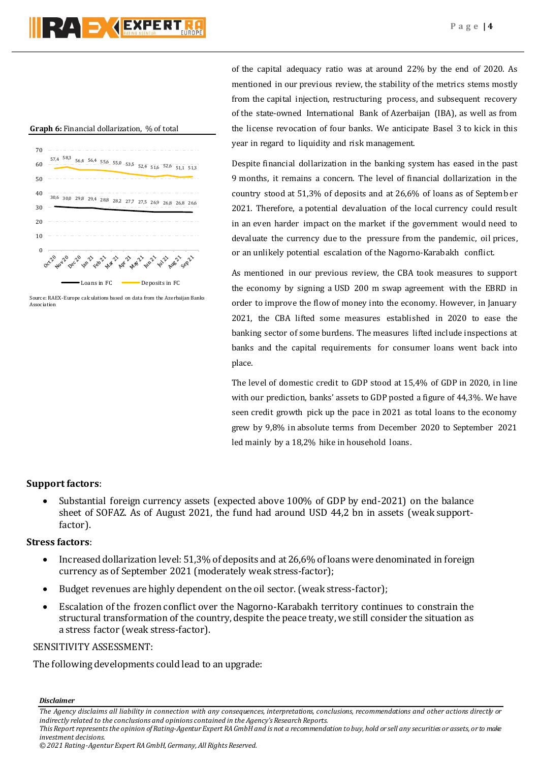**Graph 6:** Financial dollarization, % of total

| | Oct 20 | Nov 20 | Dec 20 | Jan 21 | Feb 21 | Mar 21 | Apr 21 | May 21 | Jun 21 | Jul 21 | Aug 21 | Sep 21 |
|---|---|---|---|---|---|---|---|---|---|---|---|---|
| Loans in FC | 30,6 | 30,0 | 29,8 | 29,4 | 28,8 | 28,2 | 27,7 | 27,5 | 26,9 | 26,8 | 26,8 | 26,6 |
| Deposits in FC | 57,4 | 58,3 | 56,4 | 56,4 | 55,6 | 55,0 | 53,5 | 52,4 | 51,6 | 52,6 | 51,1 | 51,3 |

Source: RAEX-Europe calculations based on data from the Azerbaijan Banks Association

of the capital adequacy ratio was at around 22% by the end of 2020. As mentioned in our previous review, the stability of the metrics stems mostly from the capital injection, restructuring process, and subsequent recovery of the state-owned International Bank of Azerbaijan (IBA), as well as from the license revocation of four banks. We anticipate Basel 3 to kick in this year in regard to liquidity and risk management.

Despite financial dollarization in the banking system has eased in the past 9 months, it remains a concern. The level of financial dollarization in the country stood at 51,3% of deposits and at 26,6% of loans as of September 2021. Therefore, a potential devaluation of the local currency could result in an even harder impact on the market if the government would need to devaluate the currency due to the pressure from the pandemic, oil prices, or an unlikely potential escalation of the Nagorno-Karabakh conflict.

As mentioned in our previous review, the CBA took measures to support the economy by signing a USD 200 m swap agreement with the EBRD in order to improve the flow of money into the economy. However, in January 2021, the CBA lifted some measures established in 2020 to ease the banking sector of some burdens. The measures lifted include inspections at banks and the capital requirements for consumer loans went back into place.

The level of domestic credit to GDP stood at 15,4% of GDP in 2020, in line with our prediction, banks' assets to GDP posted a figure of 44,3%. We have seen credit growth pick up the pace in 2021 as total loans to the economy grew by 9,8% in absolute terms from December 2020 to September 2021 led mainly by a 18,2% hike in household loans.

**Support factors**:

- Substantial foreign currency assets (expected above 100% of GDP by end-2021) on the balance sheet of SOFAZ. As of August 2021, the fund had around USD 44,2 bn in assets (weak support-factor).

**Stress factors**:

- Increased dollarization level: 51,3% of deposits and at 26,6% of loans were denominated in foreign currency as of September 2021 (moderately weak stress-factor);
- Budget revenues are highly dependent on the oil sector. (weak stress-factor);
- Escalation of the frozen conflict over the Nagorno-Karabakh territory continues to constrain the structural transformation of the country, despite the peace treaty, we still consider the situation as a stress factor (weak stress-factor).

SENSITIVITY ASSESSMENT:

The following developments could lead to an upgrade:

***Disclaimer***

*The Agency disclaims all liability in connection with any consequences, interpretations, conclusions, recommendations and other actions directly or indirectly related to the conclusions and opinions contained in the Agency's Research Reports.*
*This Report represents the opinion of Rating-Agentur Expert RA GmbH and is not a recommendation to buy, hold or sell any securities or assets, or to make investment decisions.*
*© 2021 Rating-Agentur Expert RA GmbH, Germany, All Rights Reserved.*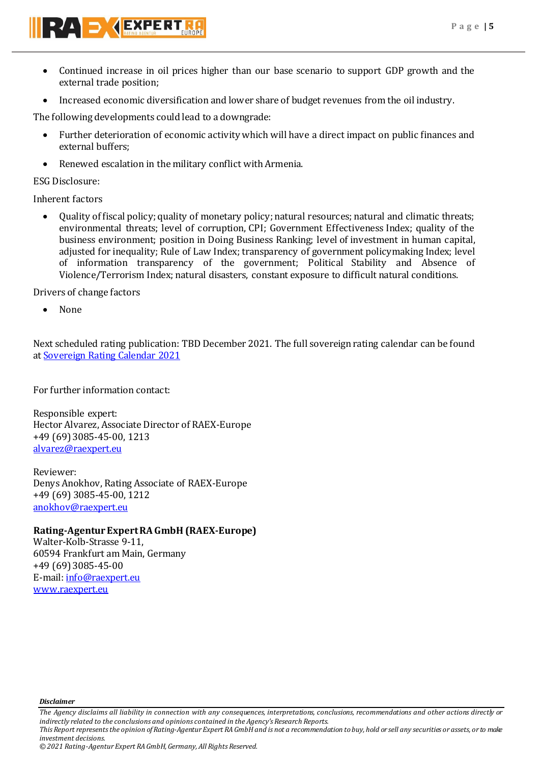- Continued increase in oil prices higher than our base scenario to support GDP growth and the external trade position;
- Increased economic diversification and lower share of budget revenues from the oil industry.

The following developments could lead to a downgrade:

- Further deterioration of economic activity which will have a direct impact on public finances and external buffers;
- Renewed escalation in the military conflict with Armenia.

ESG Disclosure:

Inherent factors

- Quality of fiscal policy; quality of monetary policy; natural resources; natural and climatic threats; environmental threats; level of corruption, CPI; Government Effectiveness Index; quality of the business environment; position in Doing Business Ranking; level of investment in human capital, adjusted for inequality; Rule of Law Index; transparency of government policymaking Index; level of information transparency of the government; Political Stability and Absence of Violence/Terrorism Index; natural disasters, constant exposure to difficult natural conditions.

Drivers of change factors

- None

Next scheduled rating publication: TBD December 2021. The full sovereign rating calendar can be found at [Sovereign Rating Calendar 2021](#)

For further information contact:

Responsible expert:
Hector Alvarez, Associate Director of RAEX-Europe
+49 (69) 3085-45-00, 1213
[alvarez@raexpert.eu](mailto:alvarez@raexpert.eu)

Reviewer:
Denys Anokhov, Rating Associate of RAEX-Europe
+49 (69) 3085-45-00, 1212
[anokhov@raexpert.eu](mailto:anokhov@raexpert.eu)

**Rating-Agentur Expert RA GmbH (RAEX-Europe)**
Walter-Kolb-Strasse 9-11,
60594 Frankfurt am Main, Germany
+49 (69) 3085-45-00
E-mail: [info@raexpert.eu](mailto:info@raexpert.eu)
[www.raexpert.eu](http://www.raexpert.eu)

***Disclaimer***

*The Agency disclaims all liability in connection with any consequences, interpretations, conclusions, recommendations and other actions directly or indirectly related to the conclusions and opinions contained in the Agency's Research Reports.*
*This Report represents the opinion of Rating-Agentur Expert RA GmbH and is not a recommendation to buy, hold or sell any securities or assets, or to make investment decisions.*
*© 2021 Rating-Agentur Expert RA GmbH, Germany, All Rights Reserved.*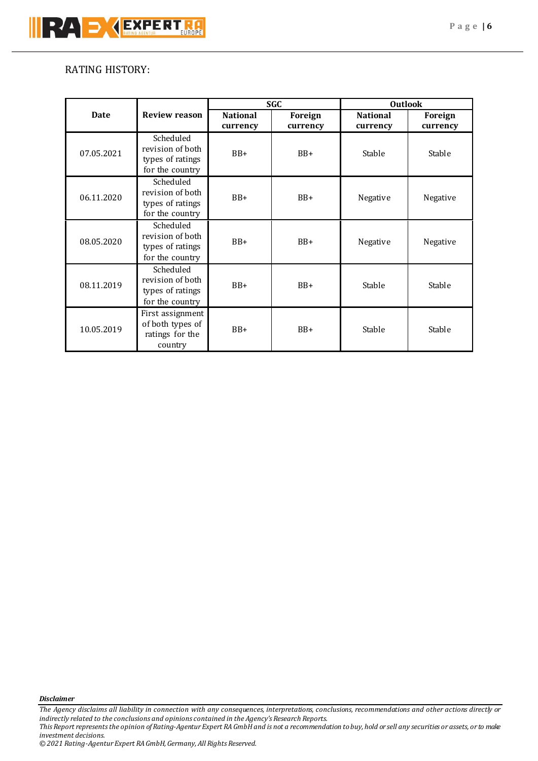RATING HISTORY:

| Date | Review reason | SGC | | Outlook | |
|---|---|---|---|---|---|
| | | National currency | Foreign currency | National currency | Foreign currency |
| 07.05.2021 | Scheduled revision of both types of ratings for the country | BB+ | BB+ | Stable | Stable |
| 06.11.2020 | Scheduled revision of both types of ratings for the country | BB+ | BB+ | Negative | Negative |
| 08.05.2020 | Scheduled revision of both types of ratings for the country | BB+ | BB+ | Negative | Negative |
| 08.11.2019 | Scheduled revision of both types of ratings for the country | BB+ | BB+ | Stable | Stable |
| 10.05.2019 | First assignment of both types of ratings for the country | BB+ | BB+ | Stable | Stable |

***Disclaimer***

*The Agency disclaims all liability in connection with any consequences, interpretations, conclusions, recommendations and other actions directly or indirectly related to the conclusions and opinions contained in the Agency's Research Reports.*
*This Report represents the opinion of Rating-Agentur Expert RA GmbH and is not a recommendation to buy, hold or sell any securities or assets, or to make investment decisions.*
*© 2021 Rating-Agentur Expert RA GmbH, Germany, All Rights Reserved.*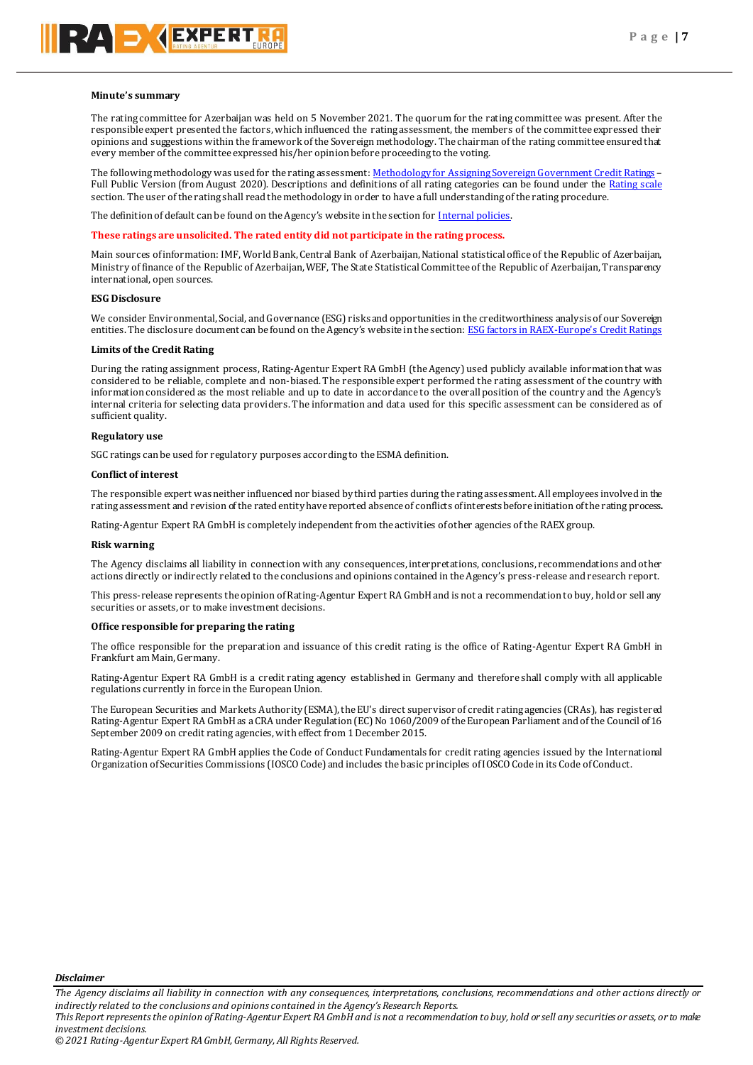**Minute's summary**

The rating committee for Azerbaijan was held on 5 November 2021. The quorum for the rating committee was present. After the responsible expert presented the factors, which influenced the rating assessment, the members of the committee expressed their opinions and suggestions within the framework of the Sovereign methodology. The chairman of the rating committee ensured that every member of the committee expressed his/her opinion before proceeding to the voting.

The following methodology was used for the rating assessment: Methodology for Assigning Sovereign Government Credit Ratings – Full Public Version (from August 2020). Descriptions and definitions of all rating categories can be found under the Rating scale section. The user of the rating shall read the methodology in order to have a full understanding of the rating procedure.

The definition of default can be found on the Agency's website in the section for Internal policies.

**These ratings are unsolicited. The rated entity did not participate in the rating process.**

Main sources of information: IMF, World Bank, Central Bank of Azerbaijan, National statistical office of the Republic of Azerbaijan, Ministry of finance of the Republic of Azerbaijan, WEF, The State Statistical Committee of the Republic of Azerbaijan, Transparency international, open sources.

**ESG Disclosure**

We consider Environmental, Social, and Governance (ESG) risks and opportunities in the creditworthiness analysis of our Sovereign entities. The disclosure document can be found on the Agency's website in the section: ESG factors in RAEX-Europe's Credit Ratings

**Limits of the Credit Rating**

During the rating assignment process, Rating-Agentur Expert RA GmbH (the Agency) used publicly available information that was considered to be reliable, complete and non-biased. The responsible expert performed the rating assessment of the country with information considered as the most reliable and up to date in accordance to the overall position of the country and the Agency's internal criteria for selecting data providers. The information and data used for this specific assessment can be considered as of sufficient quality.

**Regulatory use**

SGC ratings can be used for regulatory purposes according to the ESMA definition.

**Conflict of interest**

The responsible expert was neither influenced nor biased by third parties during the rating assessment. All employees involved in the rating assessment and revision of the rated entity have reported absence of conflicts of interests before initiation of the rating process.

Rating-Agentur Expert RA GmbH is completely independent from the activities of other agencies of the RAEX group.

**Risk warning**

The Agency disclaims all liability in connection with any consequences, interpretations, conclusions, recommendations and other actions directly or indirectly related to the conclusions and opinions contained in the Agency's press-release and research report.

This press-release represents the opinion of Rating-Agentur Expert RA GmbH and is not a recommendation to buy, hold or sell any securities or assets, or to make investment decisions.

**Office responsible for preparing the rating**

The office responsible for the preparation and issuance of this credit rating is the office of Rating-Agentur Expert RA GmbH in Frankfurt am Main, Germany.

Rating-Agentur Expert RA GmbH is a credit rating agency established in Germany and therefore shall comply with all applicable regulations currently in force in the European Union.

The European Securities and Markets Authority (ESMA), the EU's direct supervisor of credit rating agencies (CRAs), has registered Rating-Agentur Expert RA GmbH as a CRA under Regulation (EC) No 1060/2009 of the European Parliament and of the Council of 16 September 2009 on credit rating agencies, with effect from 1 December 2015.

Rating-Agentur Expert RA GmbH applies the Code of Conduct Fundamentals for credit rating agencies issued by the International Organization of Securities Commissions (IOSCO Code) and includes the basic principles of IOSCO Code in its Code of Conduct.

***Disclaimer***

*The Agency disclaims all liability in connection with any consequences, interpretations, conclusions, recommendations and other actions directly or indirectly related to the conclusions and opinions contained in the Agency's Research Reports.*
*This Report represents the opinion of Rating-Agentur Expert RA GmbH and is not a recommendation to buy, hold or sell any securities or assets, or to make investment decisions.*
*© 2021 Rating-Agentur Expert RA GmbH, Germany, All Rights Reserved.*